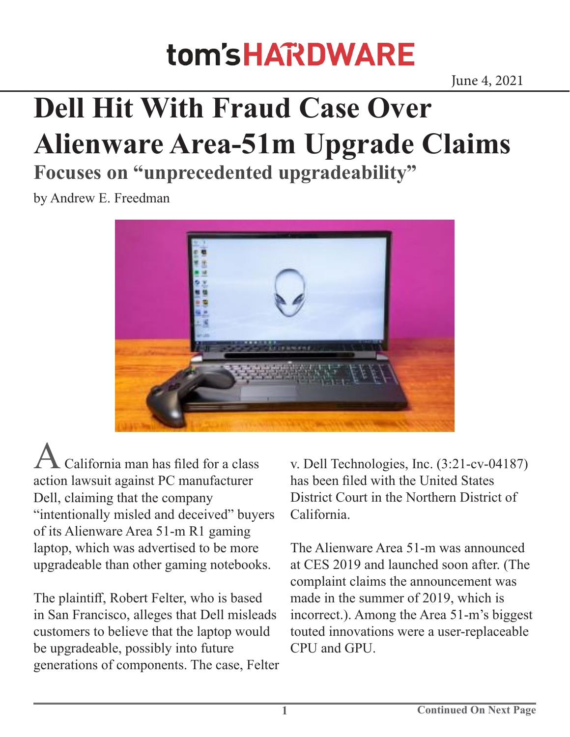tom's HARDWARE

June 4, 2021

# Dell Hit With Fraud Case Over Alienware Area-51m Upgrade Claims

## Focuses on "unprecedented upgradeability"

by Andrew E. Freedman

A California man has filed for a class action lawsuit against PC manufacturer Dell, claiming that the company "intentionally misled and deceived" buyers of its Alienware Area 51-m R1 gaming laptop, which was advertised to be more upgradeable than other gaming notebooks.

The plaintiff, Robert Felter, who is based in San Francisco, alleges that Dell misleads customers to believe that the laptop would be upgradeable, possibly into future generations of components. The case, Felter v. Dell Technologies, Inc. (3:21-cv-04187) has been filed with the United States District Court in the Northern District of California.

The Alienware Area 51-m was announced at CES 2019 and launched soon after. (The complaint claims the announcement was made in the summer of 2019, which is incorrect.). Among the Area 51-m's biggest touted innovations were a user-replaceable CPU and GPU.

Continued On Next Page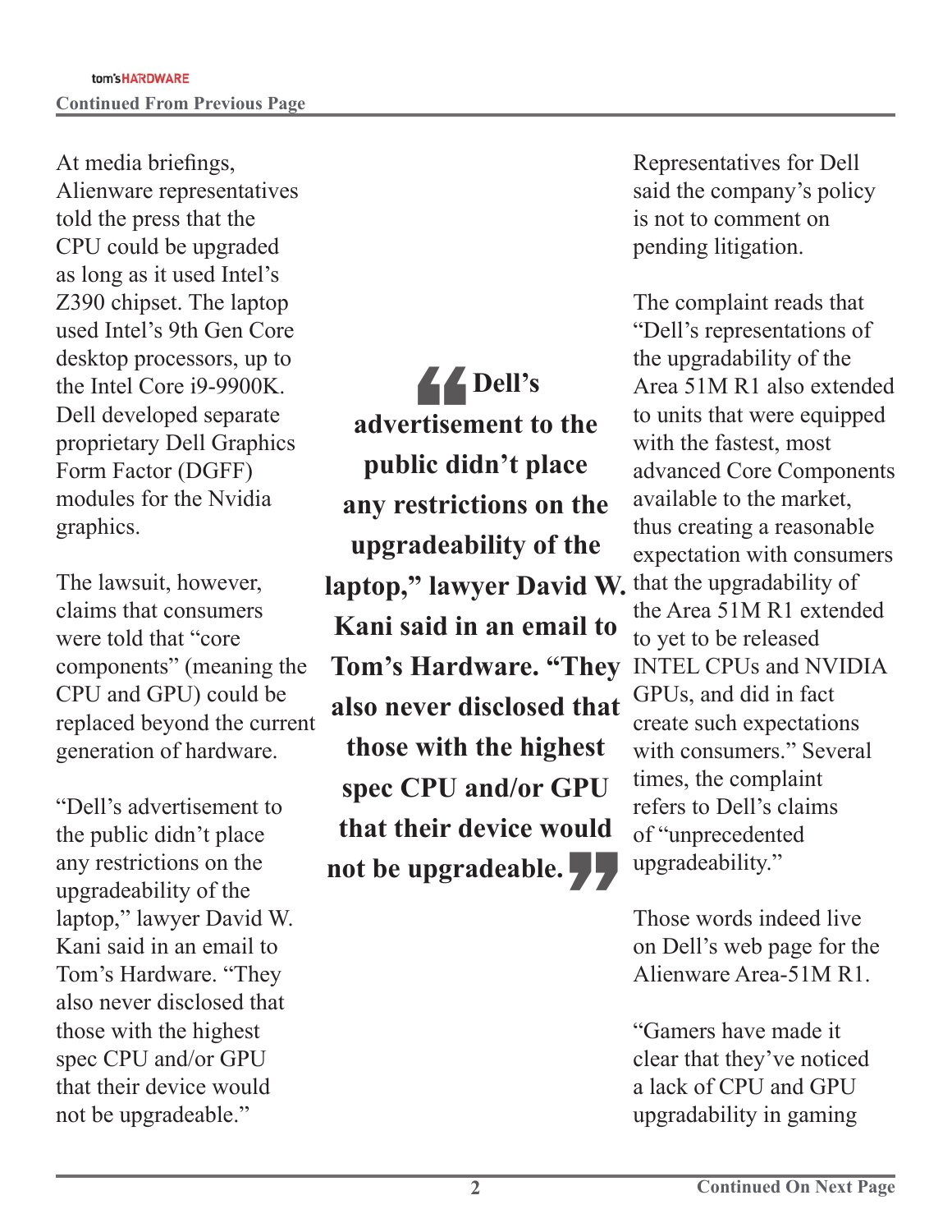At media briefings, Alienware representatives told the press that the CPU could be upgraded as long as it used Intel's Z390 chipset. The laptop used Intel's 9th Gen Core desktop processors, up to the Intel Core i9-9900K. Dell developed separate proprietary Dell Graphics Form Factor (DGFF) modules for the Nvidia graphics.

The lawsuit, however, claims that consumers were told that "core components" (meaning the CPU and GPU) could be replaced beyond the current generation of hardware.

"Dell's advertisement to the public didn't place any restrictions on the upgradeability of the laptop," lawyer David W. Kani said in an email to Tom's Hardware. "They also never disclosed that those with the highest spec CPU and/or GPU that their device would not be upgradeable."

> **"Dell's advertisement to the public didn't place any restrictions on the upgradeability of the laptop," lawyer David W. Kani said in an email to Tom's Hardware. "They also never disclosed that those with the highest spec CPU and/or GPU that their device would not be upgradeable."**

Representatives for Dell said the company's policy is not to comment on pending litigation.

The complaint reads that "Dell's representations of the upgradability of the Area 51M R1 also extended to units that were equipped with the fastest, most advanced Core Components available to the market, thus creating a reasonable expectation with consumers that the upgradability of the Area 51M R1 extended to yet to be released INTEL CPUs and NVIDIA GPUs, and did in fact create such expectations with consumers." Several times, the complaint refers to Dell's claims of "unprecedented upgradeability."

Those words indeed live on Dell's web page for the Alienware Area-51M R1.

"Gamers have made it clear that they've noticed a lack of CPU and GPU upgradability in gaming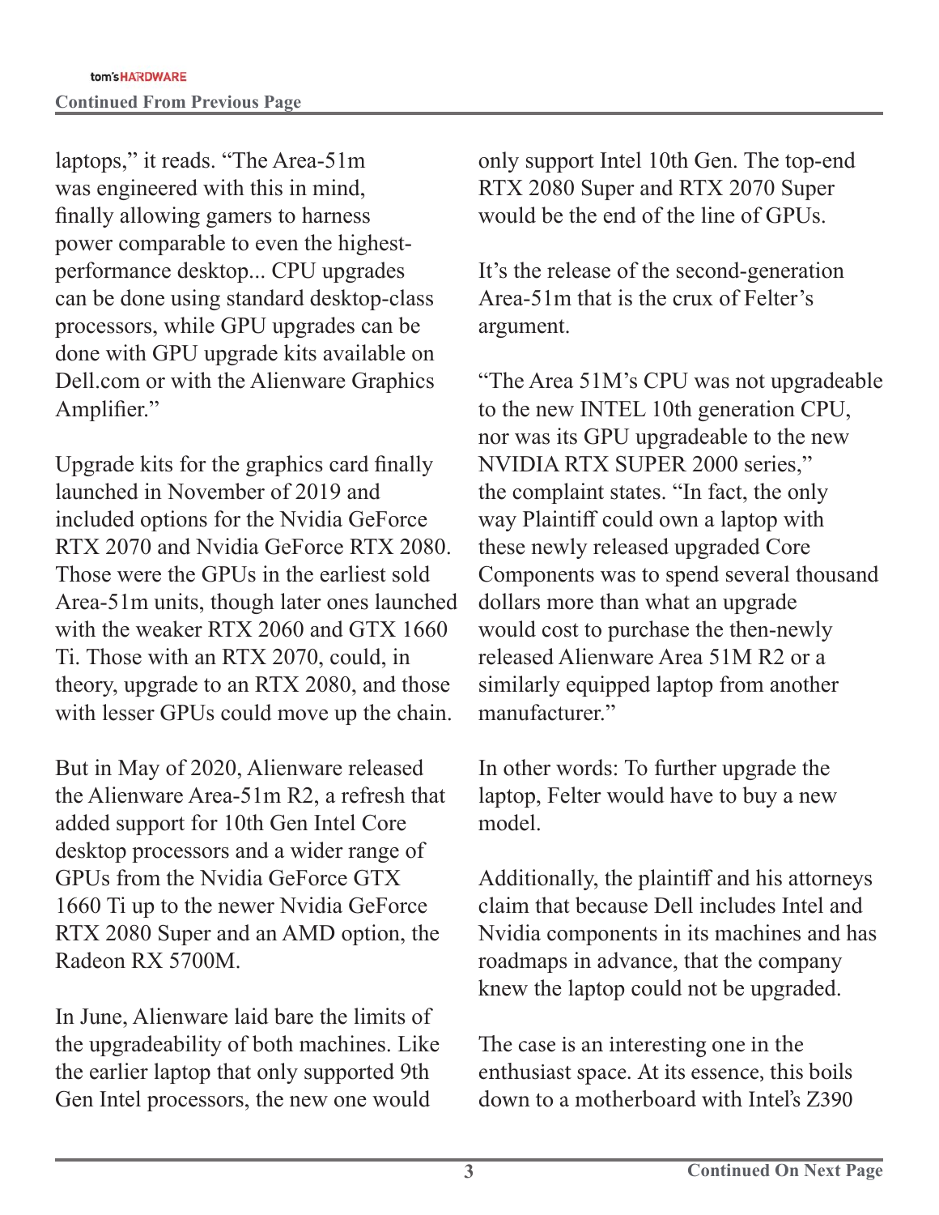laptops," it reads. "The Area-51m was engineered with this in mind, finally allowing gamers to harness power comparable to even the highest-performance desktop... CPU upgrades can be done using standard desktop-class processors, while GPU upgrades can be done with GPU upgrade kits available on Dell.com or with the Alienware Graphics Amplifier."

Upgrade kits for the graphics card finally launched in November of 2019 and included options for the Nvidia GeForce RTX 2070 and Nvidia GeForce RTX 2080. Those were the GPUs in the earliest sold Area-51m units, though later ones launched with the weaker RTX 2060 and GTX 1660 Ti. Those with an RTX 2070, could, in theory, upgrade to an RTX 2080, and those with lesser GPUs could move up the chain.

But in May of 2020, Alienware released the Alienware Area-51m R2, a refresh that added support for 10th Gen Intel Core desktop processors and a wider range of GPUs from the Nvidia GeForce GTX 1660 Ti up to the newer Nvidia GeForce RTX 2080 Super and an AMD option, the Radeon RX 5700M.

In June, Alienware laid bare the limits of the upgradeability of both machines. Like the earlier laptop that only supported 9th Gen Intel processors, the new one would only support Intel 10th Gen. The top-end RTX 2080 Super and RTX 2070 Super would be the end of the line of GPUs.

It's the release of the second-generation Area-51m that is the crux of Felter's argument.

"The Area 51M's CPU was not upgradeable to the new INTEL 10th generation CPU, nor was its GPU upgradeable to the new NVIDIA RTX SUPER 2000 series," the complaint states. "In fact, the only way Plaintiff could own a laptop with these newly released upgraded Core Components was to spend several thousand dollars more than what an upgrade would cost to purchase the then-newly released Alienware Area 51M R2 or a similarly equipped laptop from another manufacturer."

In other words: To further upgrade the laptop, Felter would have to buy a new model.

Additionally, the plaintiff and his attorneys claim that because Dell includes Intel and Nvidia components in its machines and has roadmaps in advance, that the company knew the laptop could not be upgraded.

The case is an interesting one in the enthusiast space. At its essence, this boils down to a motherboard with Intel's Z390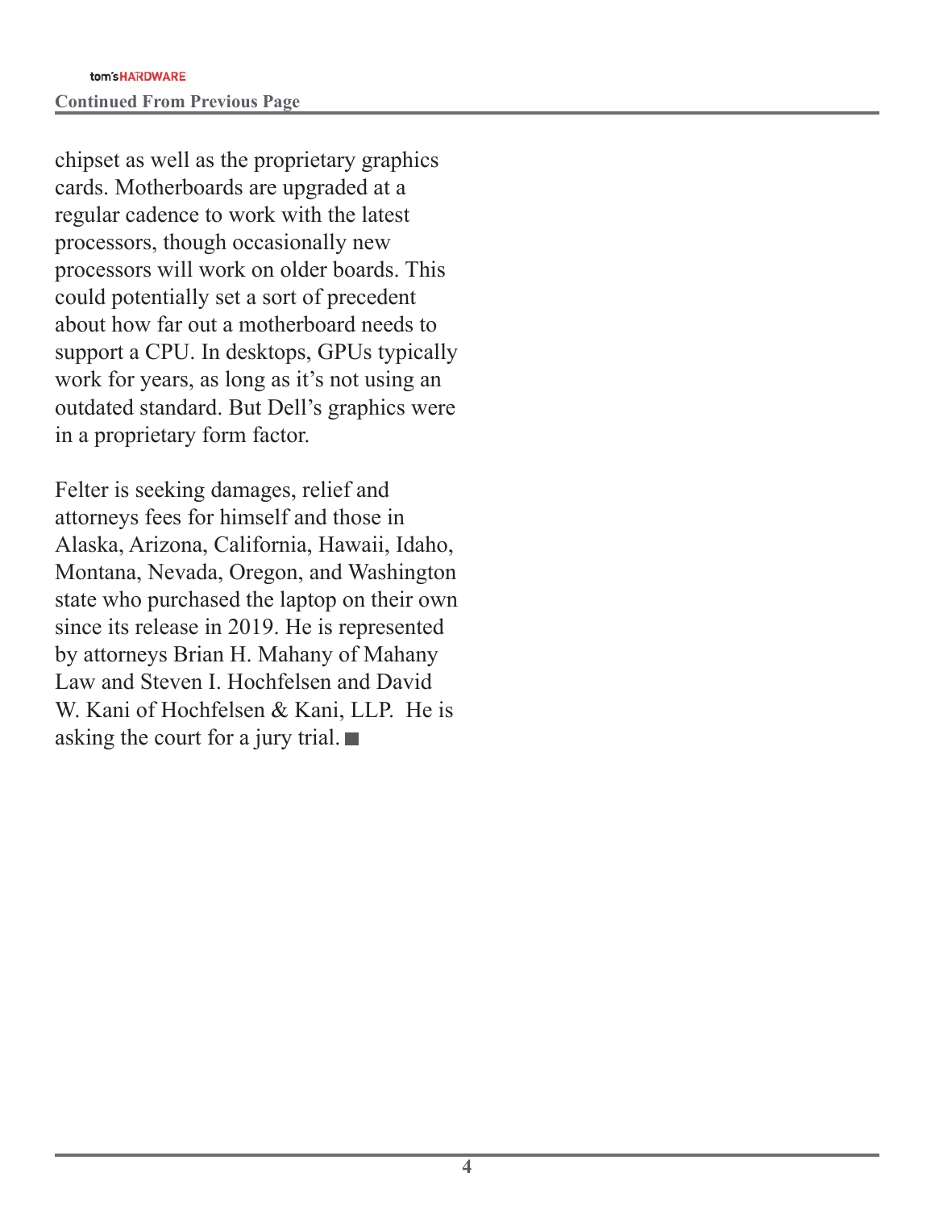chipset as well as the proprietary graphics cards. Motherboards are upgraded at a regular cadence to work with the latest processors, though occasionally new processors will work on older boards. This could potentially set a sort of precedent about how far out a motherboard needs to support a CPU. In desktops, GPUs typically work for years, as long as it's not using an outdated standard. But Dell's graphics were in a proprietary form factor.

Felter is seeking damages, relief and attorneys fees for himself and those in Alaska, Arizona, California, Hawaii, Idaho, Montana, Nevada, Oregon, and Washington state who purchased the laptop on their own since its release in 2019. He is represented by attorneys Brian H. Mahany of Mahany Law and Steven I. Hochfelsen and David W. Kani of Hochfelsen & Kani, LLP. He is asking the court for a jury trial. ■